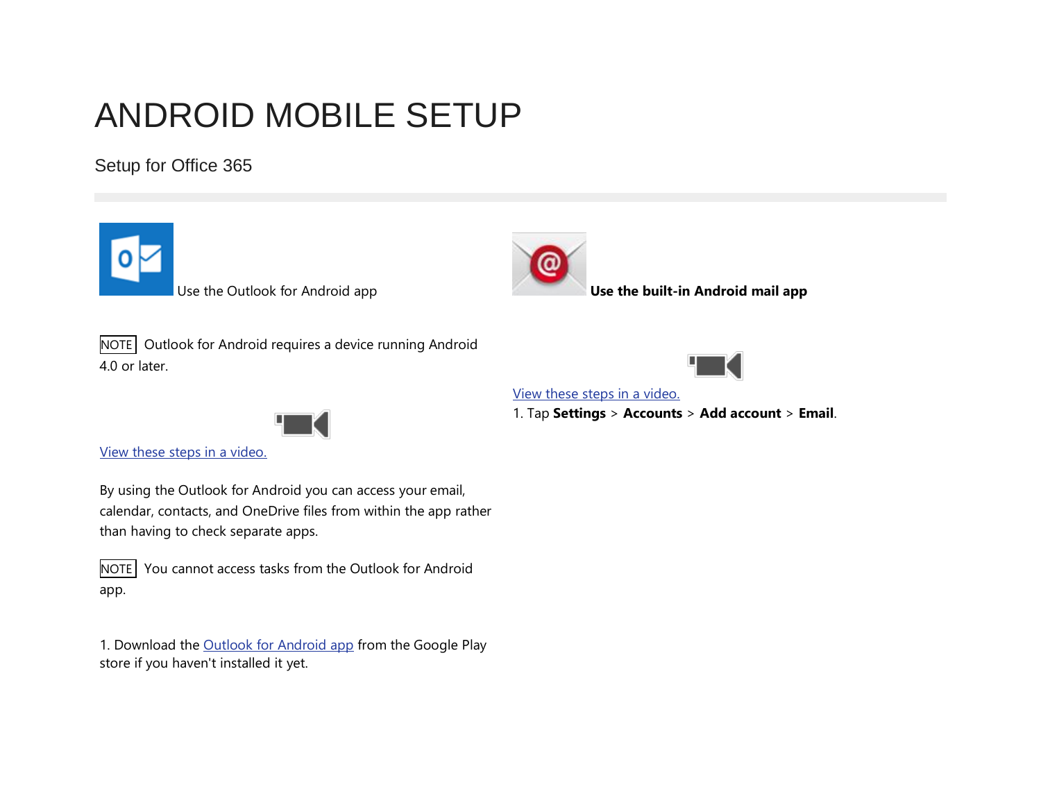# ANDROID MOBILE SETUP

## Setup for Office 365

Use the Outlook for Android app

NOTE Outlook for Android requires a device running Android 4.0 or later.

View these steps in a video.

By using the Outlook for Android you can access your email, calendar, contacts, and OneDrive files from within the app rather than having to check separate apps.

NOTE You cannot access tasks from the Outlook for Android app.

1. Download the Outlook for Android app from the Google Play store if you haven't installed it yet.

**Use the built-in Android mail app**

View these steps in a video.

1. Tap **Settings** > **Accounts** > **Add account** > **Email**.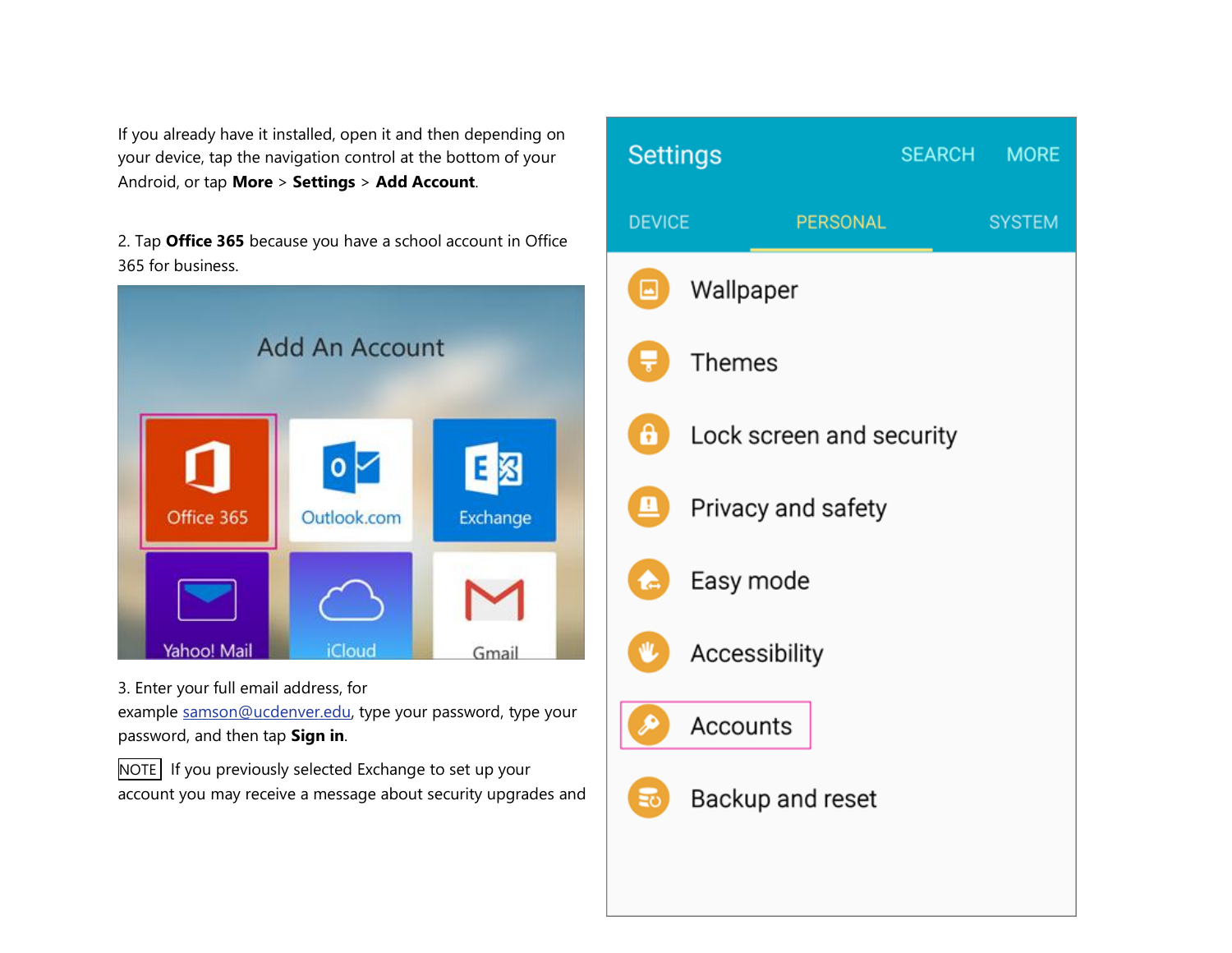If you already have it installed, open it and then depending on your device, tap the navigation control at the bottom of your Android, or tap **More** > **Settings** > **Add Account**.

2. Tap **Office 365** because you have a school account in Office 365 for business.

3. Enter your full email address, for example samson@ucdenver.edu, type your password, type your password, and then tap **Sign in**.

NOTE If you previously selected Exchange to set up your account you may receive a message about security upgrades and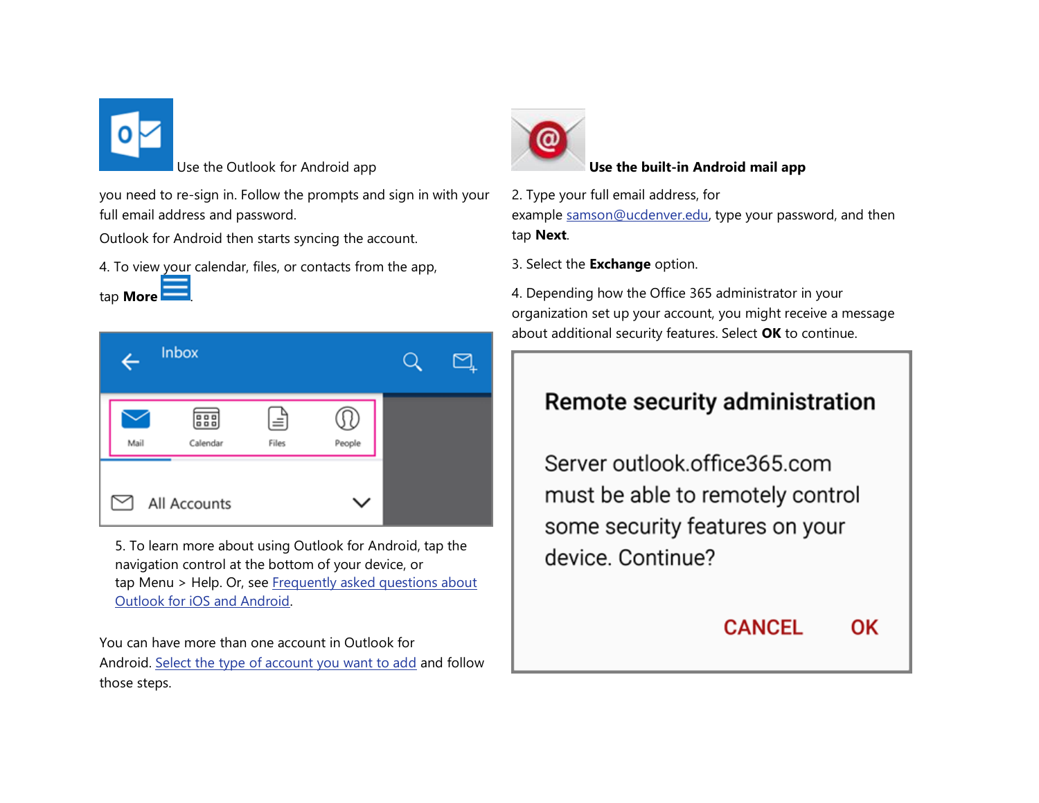Use the Outlook for Android app

you need to re-sign in. Follow the prompts and sign in with your full email address and password.

Outlook for Android then starts syncing the account.

4. To view your calendar, files, or contacts from the app, tap **More** .

5. To learn more about using Outlook for Android, tap the navigation control at the bottom of your device, or tap Menu > Help. Or, see [Frequently asked questions about Outlook for iOS and Android](#).

You can have more than one account in Outlook for Android. [Select the type of account you want to add](#) and follow those steps.

**Use the built-in Android mail app**

2. Type your full email address, for example [samson@ucdenver.edu](mailto:samson@ucdenver.edu), type your password, and then tap **Next**.

3. Select the **Exchange** option.

4. Depending how the Office 365 administrator in your organization set up your account, you might receive a message about additional security features. Select **OK** to continue.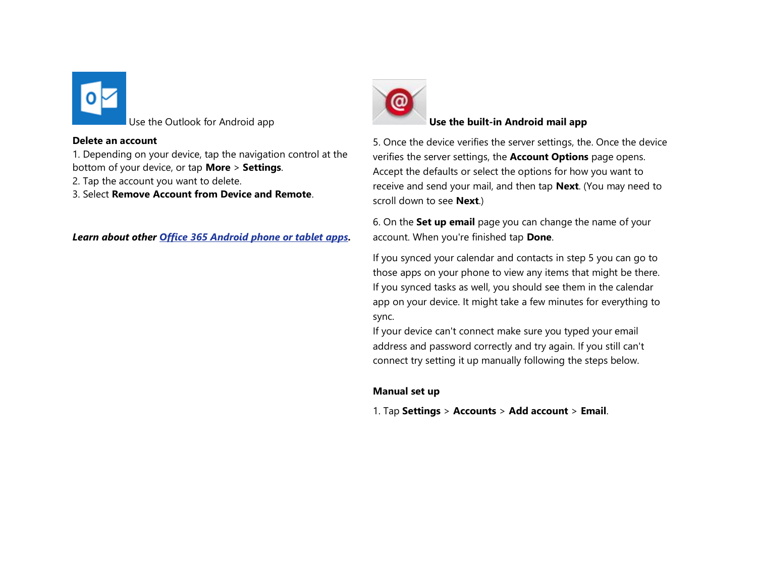Use the Outlook for Android app

**Delete an account**

1. Depending on your device, tap the navigation control at the bottom of your device, or tap **More** > **Settings**.
2. Tap the account you want to delete.
3. Select **Remove Account from Device and Remote**.

***Learn about other Office 365 Android phone or tablet apps.***

**Use the built-in Android mail app**

5. Once the device verifies the server settings, the. Once the device verifies the server settings, the **Account Options** page opens. Accept the defaults or select the options for how you want to receive and send your mail, and then tap **Next**. (You may need to scroll down to see **Next**.)

6. On the **Set up email** page you can change the name of your account. When you're finished tap **Done**.

If you synced your calendar and contacts in step 5 you can go to those apps on your phone to view any items that might be there. If you synced tasks as well, you should see them in the calendar app on your device. It might take a few minutes for everything to sync.
If your device can't connect make sure you typed your email address and password correctly and try again. If you still can't connect try setting it up manually following the steps below.

**Manual set up**

1. Tap **Settings** > **Accounts** > **Add account** > **Email**.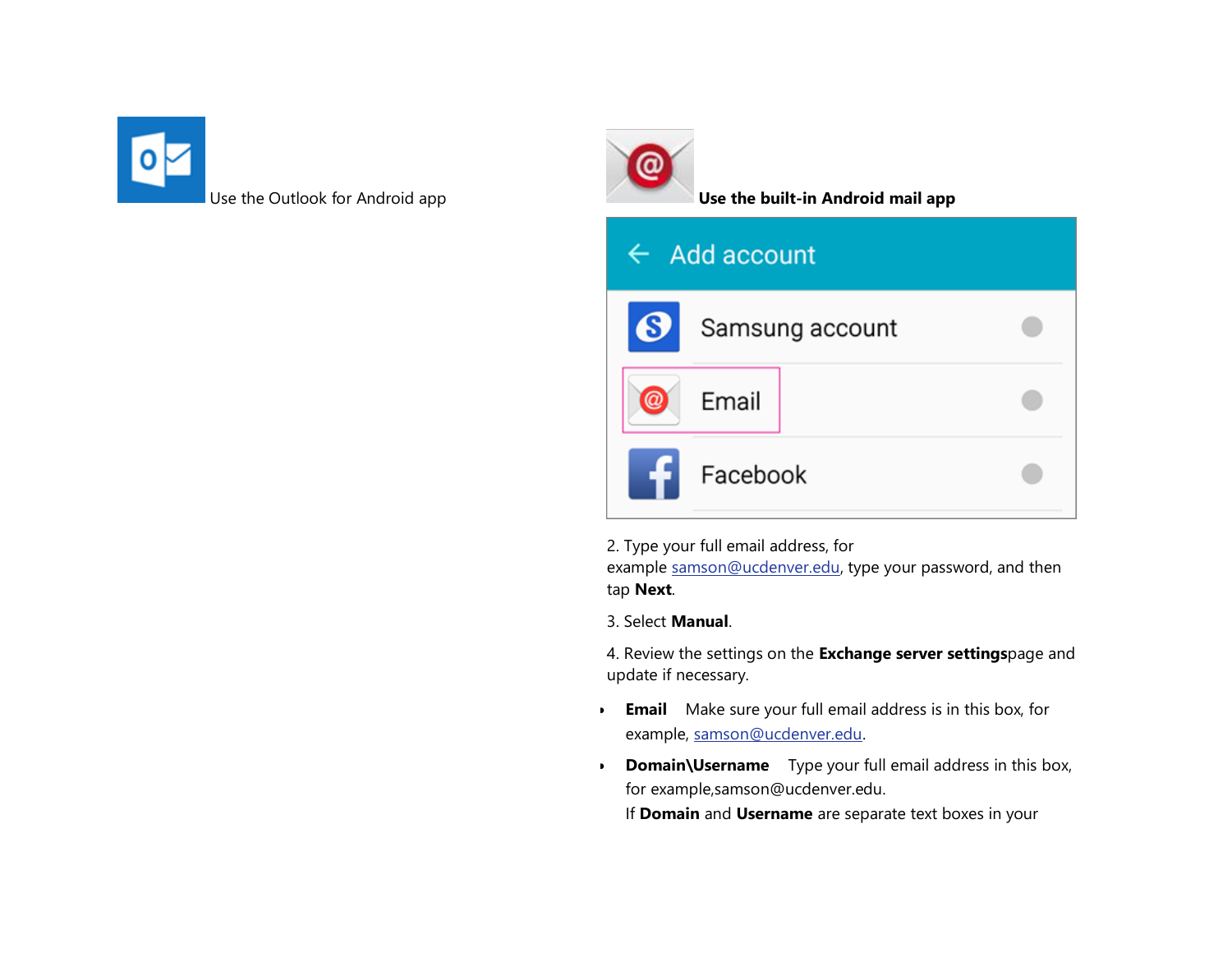Use the Outlook for Android app

**Use the built-in Android mail app**

2. Type your full email address, for example samson@ucdenver.edu, type your password, and then tap **Next**.

3. Select **Manual**.

4. Review the settings on the **Exchange server settings**page and update if necessary.

- **Email** Make sure your full email address is in this box, for example, samson@ucdenver.edu.
- **Domain\Username** Type your full email address in this box, for example,samson@ucdenver.edu.
  If **Domain** and **Username** are separate text boxes in your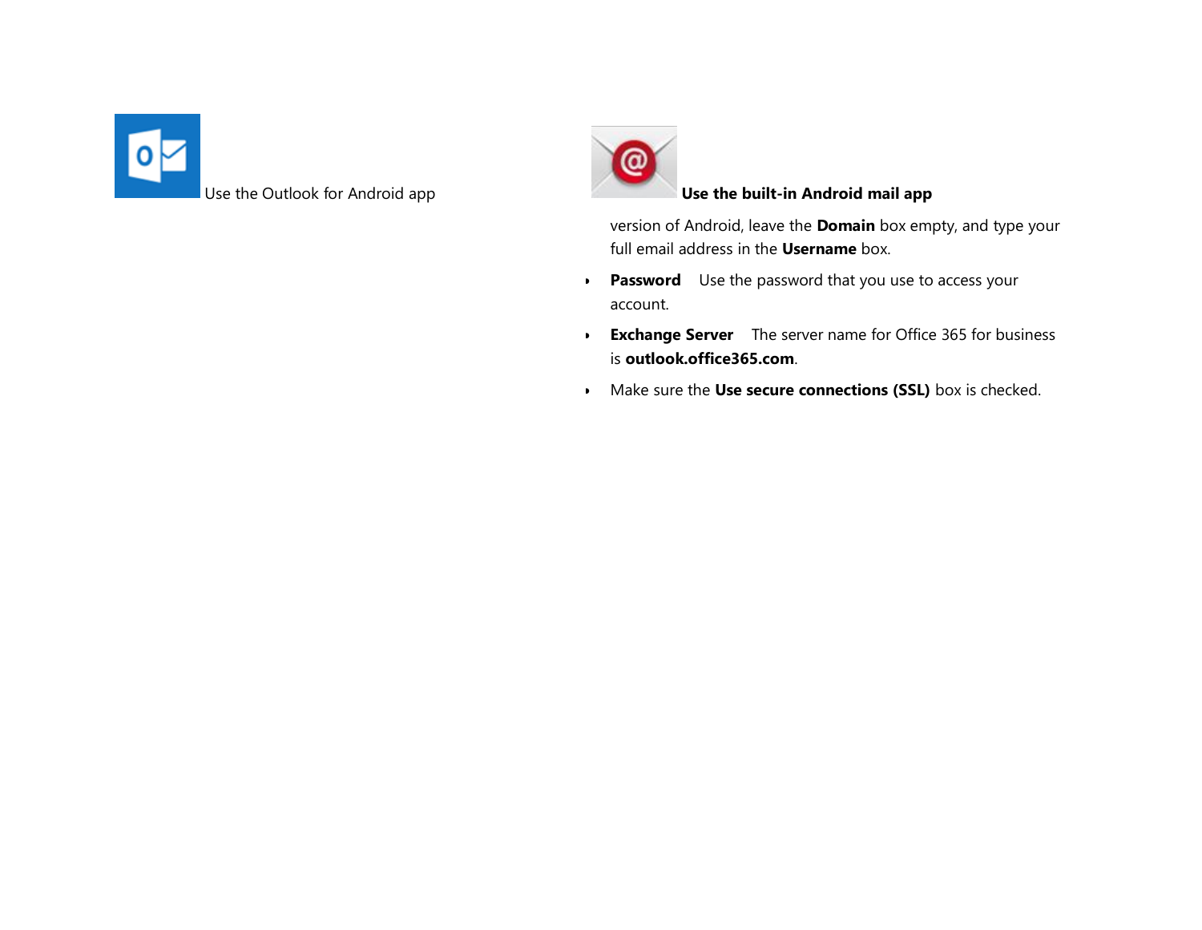Use the Outlook for Android app

**Use the built-in Android mail app**

version of Android, leave the **Domain** box empty, and type your full email address in the **Username** box.

- **Password** Use the password that you use to access your account.
- **Exchange Server** The server name for Office 365 for business is **outlook.office365.com**.
- Make sure the **Use secure connections (SSL)** box is checked.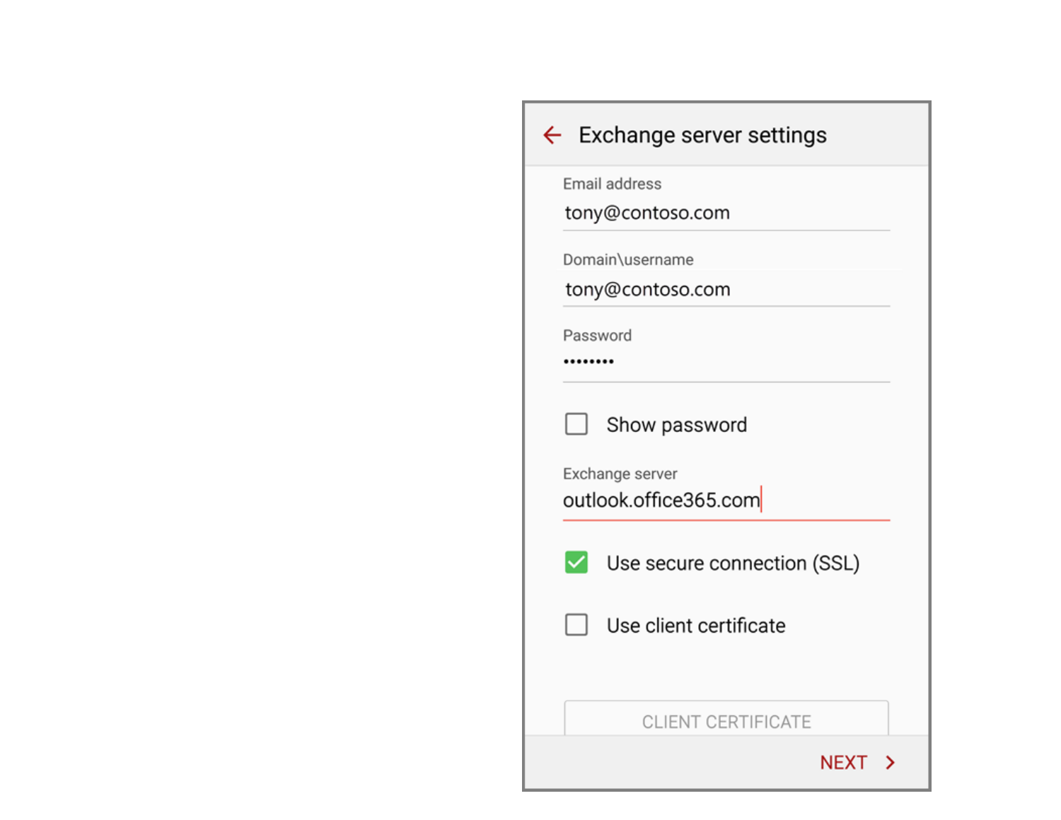Exchange server settings

Email address
tony@contoso.com

Domain\username
tony@contoso.com

Password
••••••••

Show password

Exchange server
outlook.office365.com

Use secure connection (SSL)

Use client certificate

CLIENT CERTIFICATE

NEXT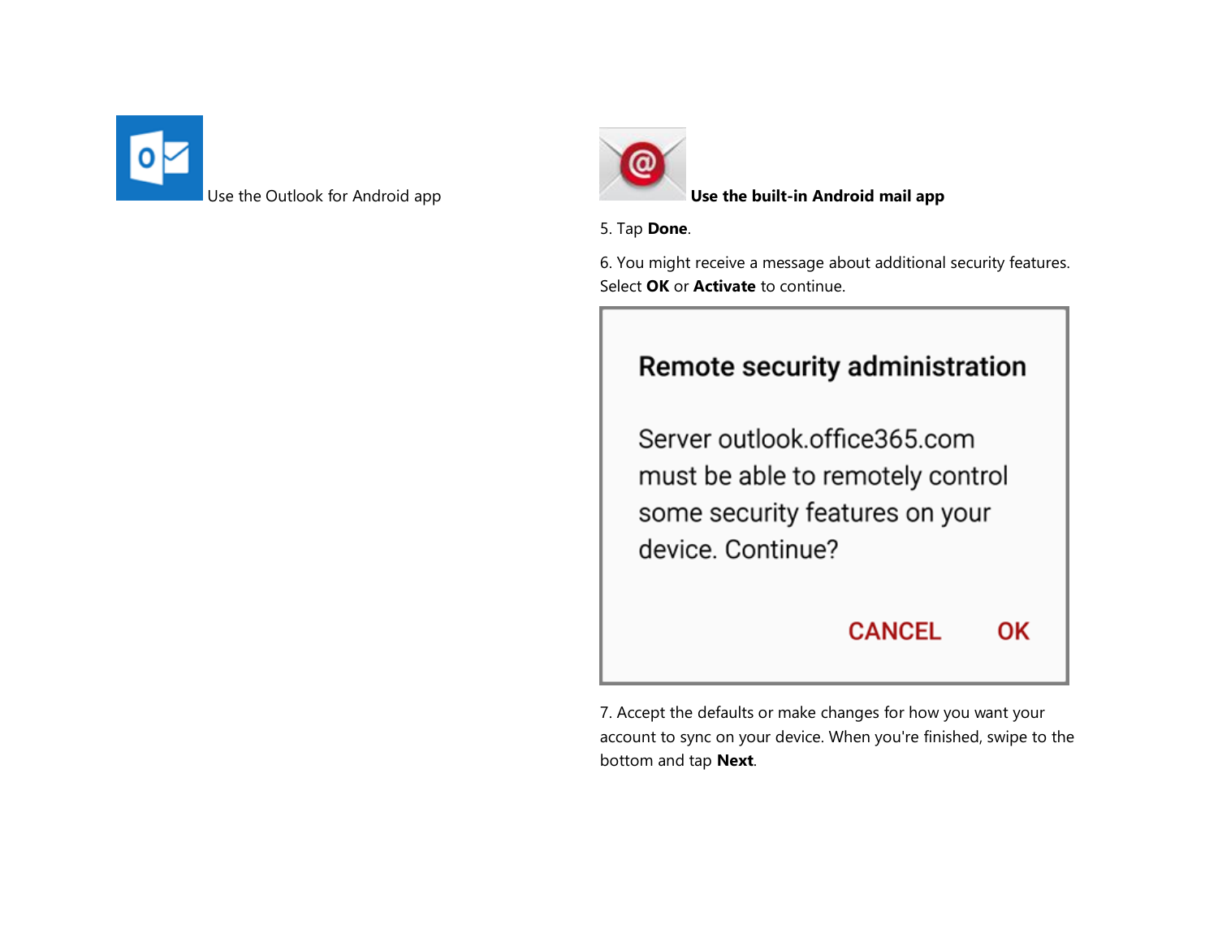Use the Outlook for Android app

**Use the built-in Android mail app**

5. Tap **Done**.

6. You might receive a message about additional security features. Select **OK** or **Activate** to continue.

**Remote security administration**

Server outlook.office365.com must be able to remotely control some security features on your device. Continue?

CANCEL OK

7. Accept the defaults or make changes for how you want your account to sync on your device. When you're finished, swipe to the bottom and tap **Next**.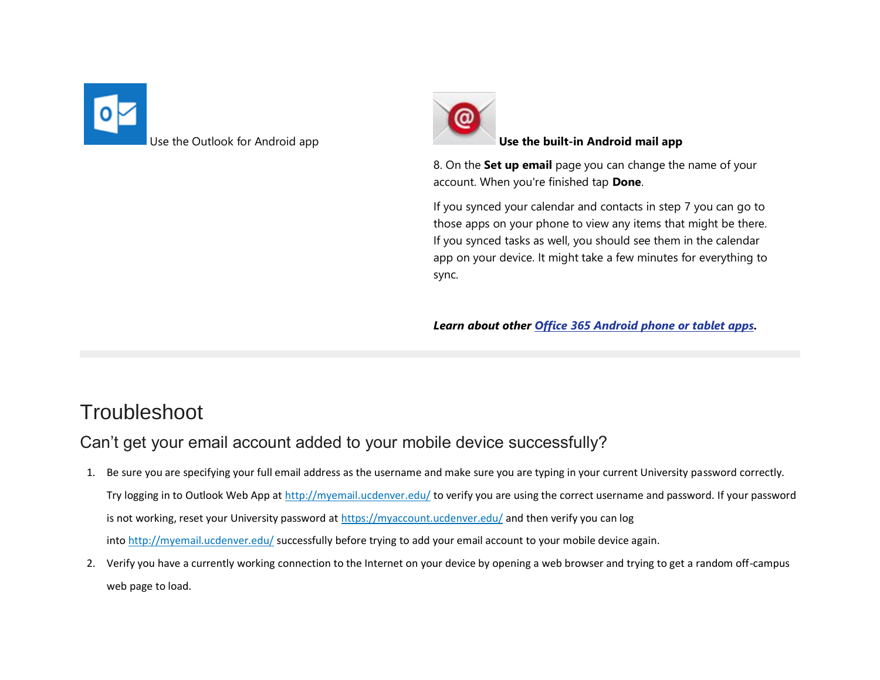Use the Outlook for Android app

**Use the built-in Android mail app**

8. On the **Set up email** page you can change the name of your account. When you're finished tap **Done**.

If you synced your calendar and contacts in step 7 you can go to those apps on your phone to view any items that might be there. If you synced tasks as well, you should see them in the calendar app on your device. It might take a few minutes for everything to sync.

***Learn about other Office 365 Android phone or tablet apps.***

# Troubleshoot

## Can't get your email account added to your mobile device successfully?

1. Be sure you are specifying your full email address as the username and make sure you are typing in your current University password correctly. Try logging in to Outlook Web App at http://myemail.ucdenver.edu/ to verify you are using the correct username and password. If your password is not working, reset your University password at https://myaccount.ucdenver.edu/ and then verify you can log into http://myemail.ucdenver.edu/ successfully before trying to add your email account to your mobile device again.
2. Verify you have a currently working connection to the Internet on your device by opening a web browser and trying to get a random off-campus web page to load.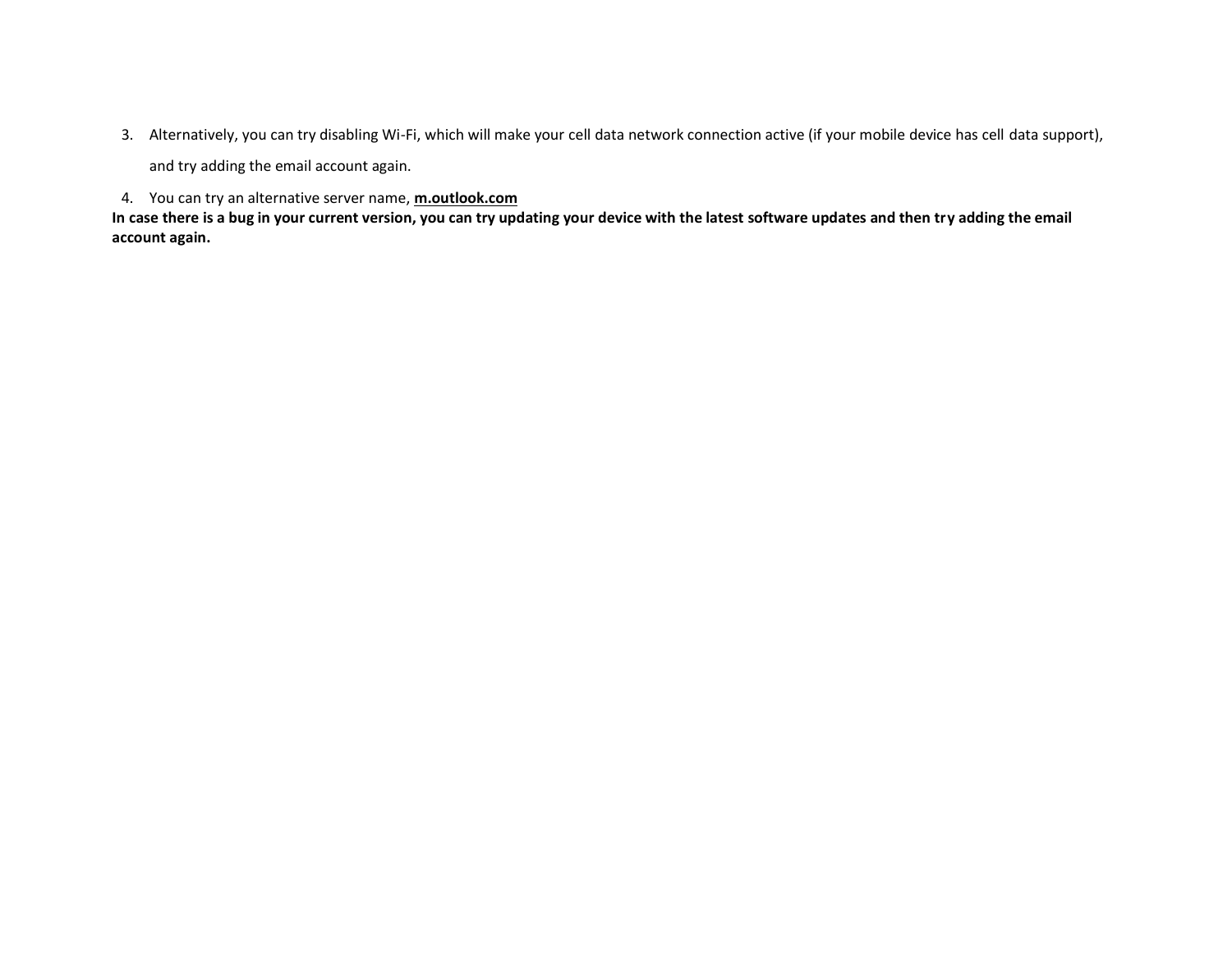3. Alternatively, you can try disabling Wi-Fi, which will make your cell data network connection active (if your mobile device has cell data support), and try adding the email account again.

4. You can try an alternative server name, **m.outlook.com**

**In case there is a bug in your current version, you can try updating your device with the latest software updates and then try adding the email account again.**